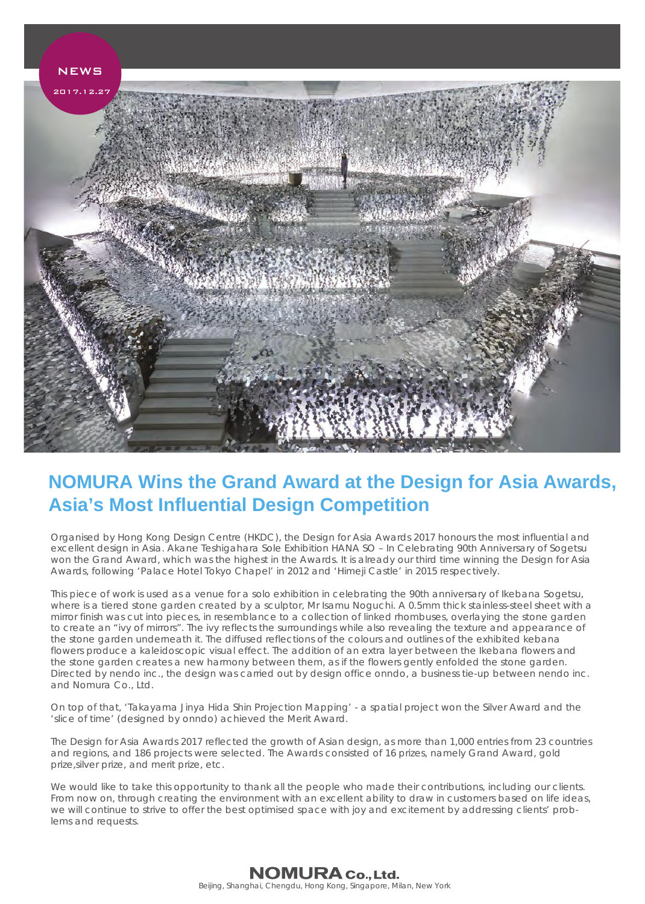NEWS

2017.12.27

# NOMURA Wins the Grand Award at the Design for Asia Awards, Asia's Most Influential Design Competition

Organised by Hong Kong Design Centre (HKDC), the Design for Asia Awards 2017 honours the most influential and excellent design in Asia. Akane Teshigahara Sole Exhibition HANA SO – In Celebrating 90th Anniversary of Sogetsu won the Grand Award, which was the highest in the Awards. It is already our third time winning the Design for Asia Awards, following 'Palace Hotel Tokyo Chapel' in 2012 and 'Himeji Castle' in 2015 respectively.

This piece of work is used as a venue for a solo exhibition in celebrating the 90th anniversary of Ikebana Sogetsu, where is a tiered stone garden created by a sculptor, Mr Isamu Noguchi. A 0.5mm thick stainless-steel sheet with a mirror finish was cut into pieces, in resemblance to a collection of linked rhombuses, overlaying the stone garden to create an "ivy of mirrors". The ivy reflects the surroundings while also revealing the texture and appearance of the stone garden underneath it. The diffused reflections of the colours and outlines of the exhibited kebana flowers produce a kaleidoscopic visual effect. The addition of an extra layer between the Ikebana flowers and the stone garden creates a new harmony between them, as if the flowers gently enfolded the stone garden. Directed by nendo inc., the design was carried out by design office onndo, a business tie-up between nendo inc. and Nomura Co., Ltd.

On top of that, 'Takayama Jinya Hida Shin Projection Mapping' - a spatial project won the Silver Award and the 'slice of time' (designed by onndo) achieved the Merit Award.

The Design for Asia Awards 2017 reflected the growth of Asian design, as more than 1,000 entries from 23 countries and regions, and 186 projects were selected. The Awards consisted of 16 prizes, namely Grand Award, gold prize,silver prize, and merit prize, etc.

We would like to take this opportunity to thank all the people who made their contributions, including our clients. From now on, through creating the environment with an excellent ability to draw in customers based on life ideas, we will continue to strive to offer the best optimised space with joy and excitement by addressing clients' problems and requests.

**NOMURA Co., Ltd.**
Beijing, Shanghai, Chengdu, Hong Kong, Singapore, Milan, New York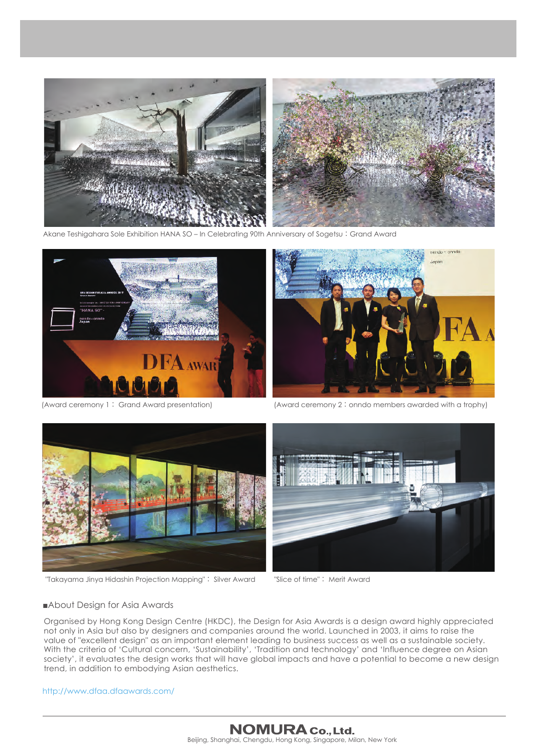Akane Teshigahara Sole Exhibition HANA SO – In Celebrating 90th Anniversary of Sogetsu：Grand Award

(Award ceremony 1： Grand Award presentation)

(Award ceremony 2：onndo members awarded with a trophy)

"Takayama Jinya Hidashin Projection Mapping"： Silver Award

"Slice of time"： Merit Award

■About Design for Asia Awards

Organised by Hong Kong Design Centre (HKDC), the Design for Asia Awards is a design award highly appreciated not only in Asia but also by designers and companies around the world. Launched in 2003, it aims to raise the value of "excellent design" as an important element leading to business success as well as a sustainable society. With the criteria of 'Cultural concern, 'Sustainability', 'Tradition and technology' and 'Influence degree on Asian society', it evaluates the design works that will have global impacts and have a potential to become a new design trend, in addition to embodying Asian aesthetics.

http://www.dfaa.dfaawards.com/

**NOMURA Co., Ltd.**
Beijing, Shanghai, Chengdu, Hong Kong, Singapore, Milan, New York